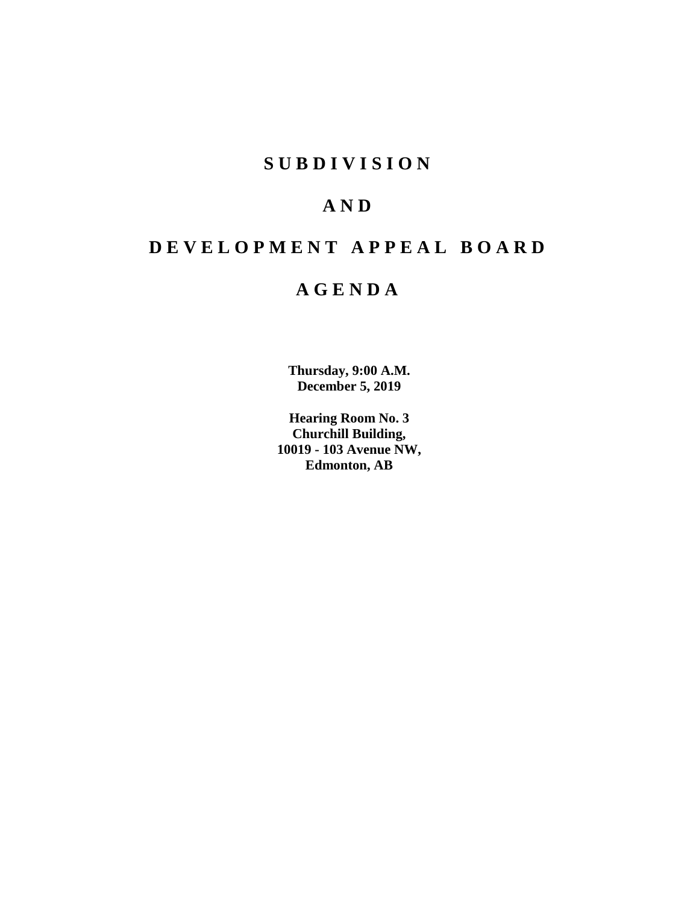# S U B D I V I S I O N

# A N D

# D E V E L O P M E N T A P P E A L B O A R D

# A G E N D A

**Thursday, 9:00 A.M.**
**December 5, 2019**

**Hearing Room No. 3**
**Churchill Building,**
**10019 - 103 Avenue NW,**
**Edmonton, AB**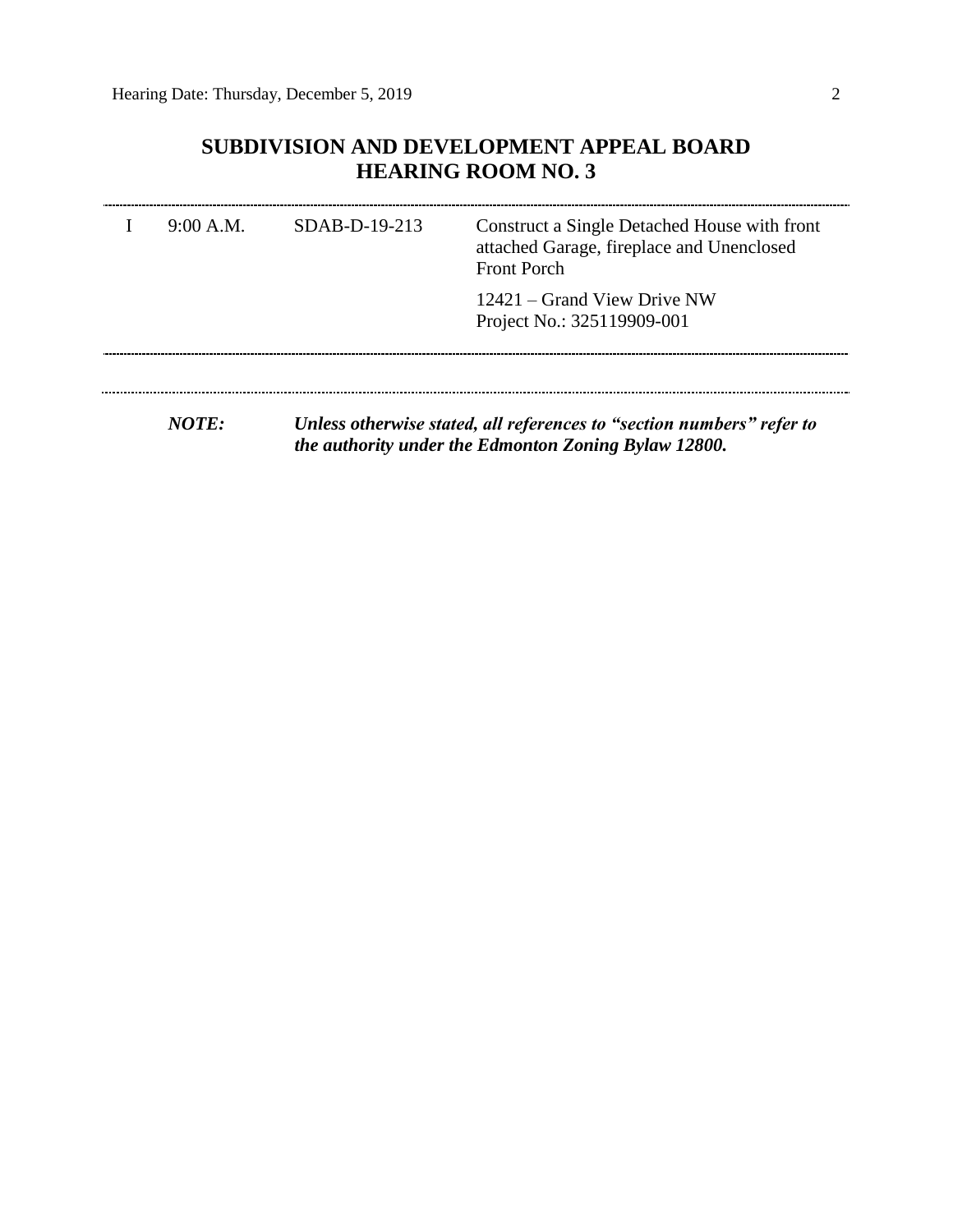## SUBDIVISION AND DEVELOPMENT APPEAL BOARD
## HEARING ROOM NO. 3

| | | | |
|---|---|---|---|
| I | 9:00 A.M. | SDAB-D-19-213 | Construct a Single Detached House with front attached Garage, fireplace and Unenclosed Front Porch |
| | | | 12421 – Grand View Drive NW<br>Project No.: 325119909-001 |

***NOTE:*** ***Unless otherwise stated, all references to "section numbers" refer to the authority under the Edmonton Zoning Bylaw 12800.***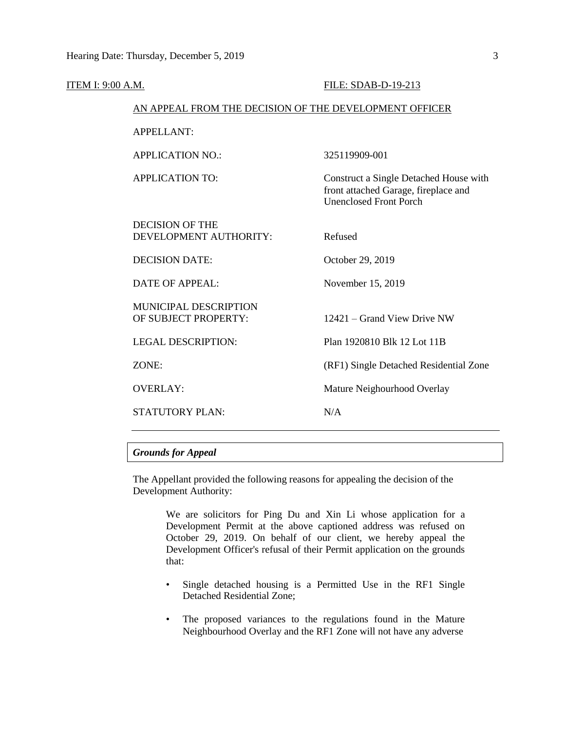ITEM I: 9:00 A.M. FILE: SDAB-D-19-213

AN APPEAL FROM THE DECISION OF THE DEVELOPMENT OFFICER

| | |
|---|---|
| APPELLANT: | |
| APPLICATION NO.: | 325119909-001 |
| APPLICATION TO: | Construct a Single Detached House with front attached Garage, fireplace and Unenclosed Front Porch |
| DECISION OF THE DEVELOPMENT AUTHORITY: | Refused |
| DECISION DATE: | October 29, 2019 |
| DATE OF APPEAL: | November 15, 2019 |
| MUNICIPAL DESCRIPTION OF SUBJECT PROPERTY: | 12421 – Grand View Drive NW |
| LEGAL DESCRIPTION: | Plan 1920810 Blk 12 Lot 11B |
| ZONE: | (RF1) Single Detached Residential Zone |
| OVERLAY: | Mature Neighourhood Overlay |
| STATUTORY PLAN: | N/A |

---

***Grounds for Appeal***

The Appellant provided the following reasons for appealing the decision of the Development Authority:

> We are solicitors for Ping Du and Xin Li whose application for a Development Permit at the above captioned address was refused on October 29, 2019. On behalf of our client, we hereby appeal the Development Officer's refusal of their Permit application on the grounds that:
>
> - Single detached housing is a Permitted Use in the RF1 Single Detached Residential Zone;
>
> - The proposed variances to the regulations found in the Mature Neighbourhood Overlay and the RF1 Zone will not have any adverse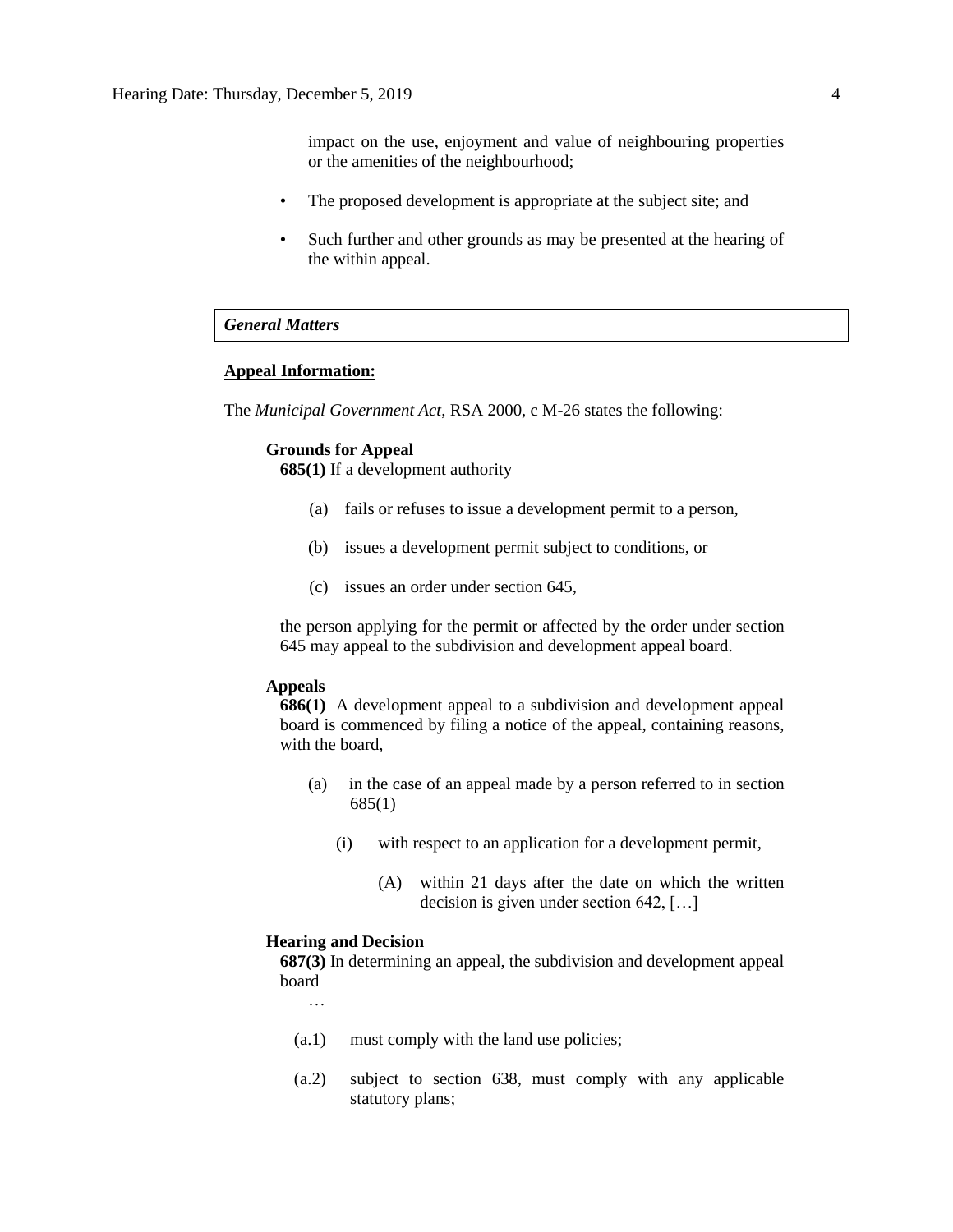impact on the use, enjoyment and value of neighbouring properties or the amenities of the neighbourhood;

- The proposed development is appropriate at the subject site; and
- Such further and other grounds as may be presented at the hearing of the within appeal.

***General Matters***

**Appeal Information:**

The *Municipal Government Act*, RSA 2000, c M-26 states the following:

**Grounds for Appeal**

**685(1)** If a development authority

(a) fails or refuses to issue a development permit to a person,

(b) issues a development permit subject to conditions, or

(c) issues an order under section 645,

the person applying for the permit or affected by the order under section 645 may appeal to the subdivision and development appeal board.

**Appeals**

**686(1)** A development appeal to a subdivision and development appeal board is commenced by filing a notice of the appeal, containing reasons, with the board,

(a) in the case of an appeal made by a person referred to in section 685(1)

(i) with respect to an application for a development permit,

(A) within 21 days after the date on which the written decision is given under section 642, […]

**Hearing and Decision**

**687(3)** In determining an appeal, the subdivision and development appeal board

…

(a.1) must comply with the land use policies;

(a.2) subject to section 638, must comply with any applicable statutory plans;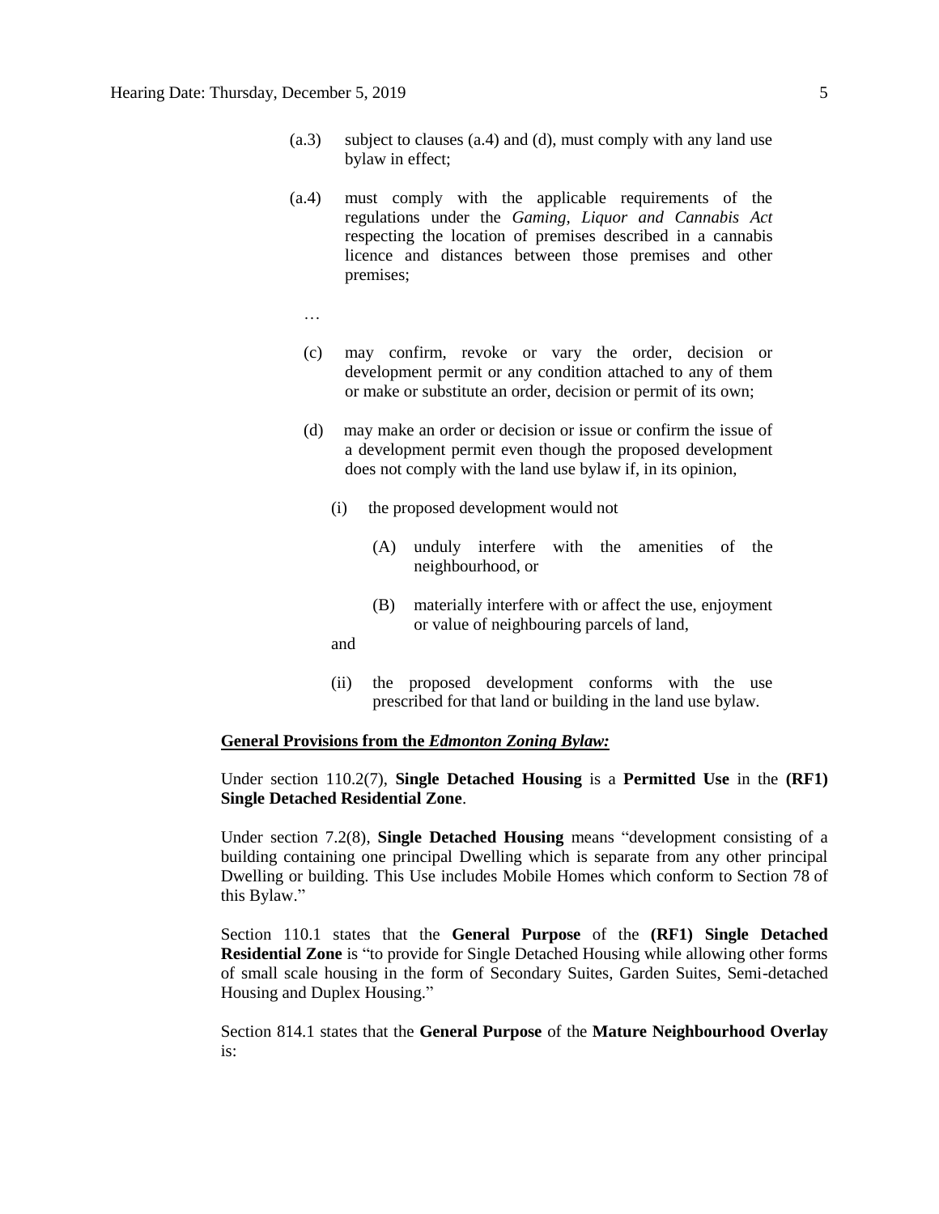(a.3) subject to clauses (a.4) and (d), must comply with any land use bylaw in effect;

(a.4) must comply with the applicable requirements of the regulations under the *Gaming, Liquor and Cannabis Act* respecting the location of premises described in a cannabis licence and distances between those premises and other premises;

…

(c) may confirm, revoke or vary the order, decision or development permit or any condition attached to any of them or make or substitute an order, decision or permit of its own;

(d) may make an order or decision or issue or confirm the issue of a development permit even though the proposed development does not comply with the land use bylaw if, in its opinion,

(i) the proposed development would not

(A) unduly interfere with the amenities of the neighbourhood, or

(B) materially interfere with or affect the use, enjoyment or value of neighbouring parcels of land,

and

(ii) the proposed development conforms with the use prescribed for that land or building in the land use bylaw.

**General Provisions from the *Edmonton Zoning Bylaw:***

Under section 110.2(7), **Single Detached Housing** is a **Permitted Use** in the **(RF1) Single Detached Residential Zone**.

Under section 7.2(8), **Single Detached Housing** means "development consisting of a building containing one principal Dwelling which is separate from any other principal Dwelling or building. This Use includes Mobile Homes which conform to Section 78 of this Bylaw."

Section 110.1 states that the **General Purpose** of the **(RF1) Single Detached Residential Zone** is "to provide for Single Detached Housing while allowing other forms of small scale housing in the form of Secondary Suites, Garden Suites, Semi-detached Housing and Duplex Housing."

Section 814.1 states that the **General Purpose** of the **Mature Neighbourhood Overlay** is: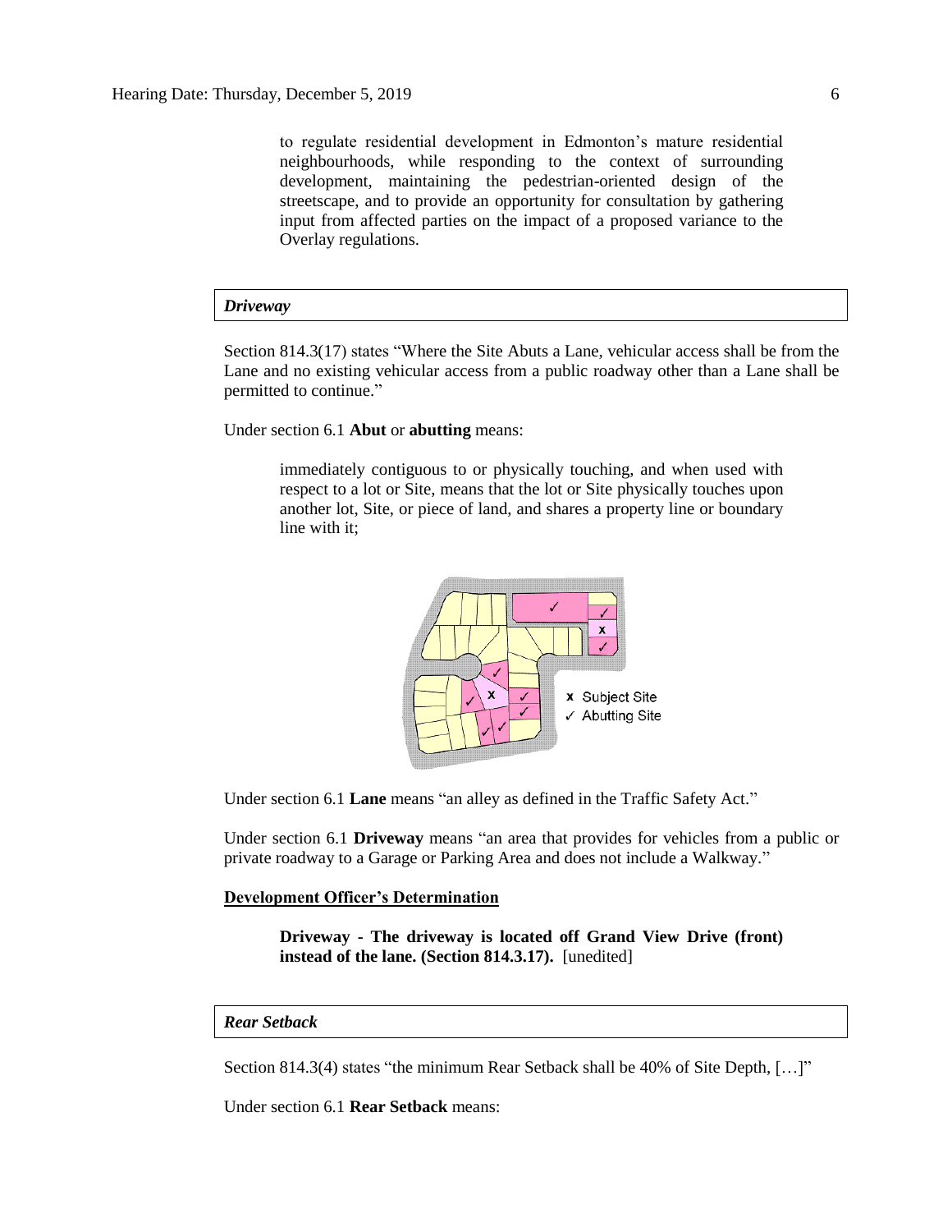to regulate residential development in Edmonton's mature residential neighbourhoods, while responding to the context of surrounding development, maintaining the pedestrian-oriented design of the streetscape, and to provide an opportunity for consultation by gathering input from affected parties on the impact of a proposed variance to the Overlay regulations.

***Driveway***

Section 814.3(17) states "Where the Site Abuts a Lane, vehicular access shall be from the Lane and no existing vehicular access from a public roadway other than a Lane shall be permitted to continue."

Under section 6.1 **Abut** or **abutting** means:

> immediately contiguous to or physically touching, and when used with respect to a lot or Site, means that the lot or Site physically touches upon another lot, Site, or piece of land, and shares a property line or boundary line with it;

x Subject Site
✓ Abutting Site

Under section 6.1 **Lane** means "an alley as defined in the Traffic Safety Act."

Under section 6.1 **Driveway** means "an area that provides for vehicles from a public or private roadway to a Garage or Parking Area and does not include a Walkway."

**Development Officer's Determination**

> **Driveway - The driveway is located off Grand View Drive (front) instead of the lane. (Section 814.3.17).** [unedited]

***Rear Setback***

Section 814.3(4) states "the minimum Rear Setback shall be 40% of Site Depth, […]"

Under section 6.1 **Rear Setback** means: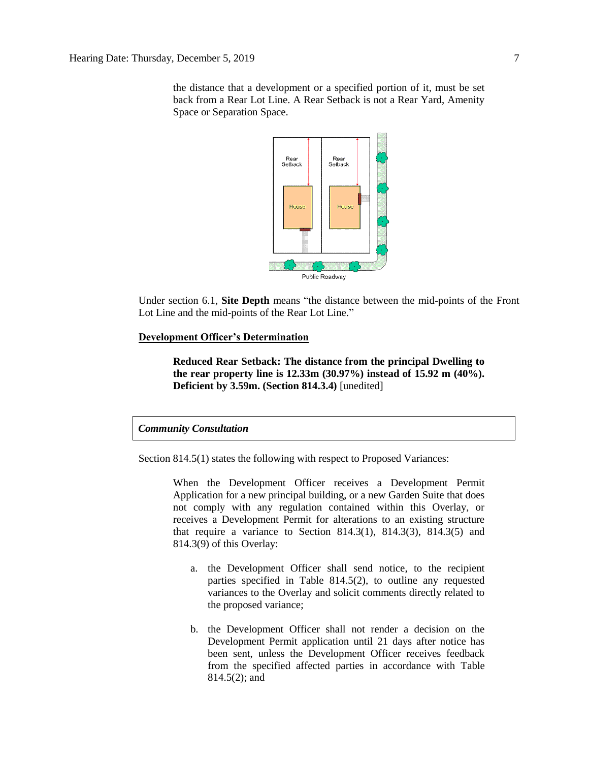> the distance that a development or a specified portion of it, must be set back from a Rear Lot Line. A Rear Setback is not a Rear Yard, Amenity Space or Separation Space.

Under section 6.1, **Site Depth** means "the distance between the mid-points of the Front Lot Line and the mid-points of the Rear Lot Line."

**Development Officer's Determination**

> **Reduced Rear Setback: The distance from the principal Dwelling to the rear property line is 12.33m (30.97%) instead of 15.92 m (40%). Deficient by 3.59m. (Section 814.3.4)** [unedited]

***Community Consultation***

Section 814.5(1) states the following with respect to Proposed Variances:

> When the Development Officer receives a Development Permit Application for a new principal building, or a new Garden Suite that does not comply with any regulation contained within this Overlay, or receives a Development Permit for alterations to an existing structure that require a variance to Section 814.3(1), 814.3(3), 814.3(5) and 814.3(9) of this Overlay:
>
> a. the Development Officer shall send notice, to the recipient parties specified in Table 814.5(2), to outline any requested variances to the Overlay and solicit comments directly related to the proposed variance;
>
> b. the Development Officer shall not render a decision on the Development Permit application until 21 days after notice has been sent, unless the Development Officer receives feedback from the specified affected parties in accordance with Table 814.5(2); and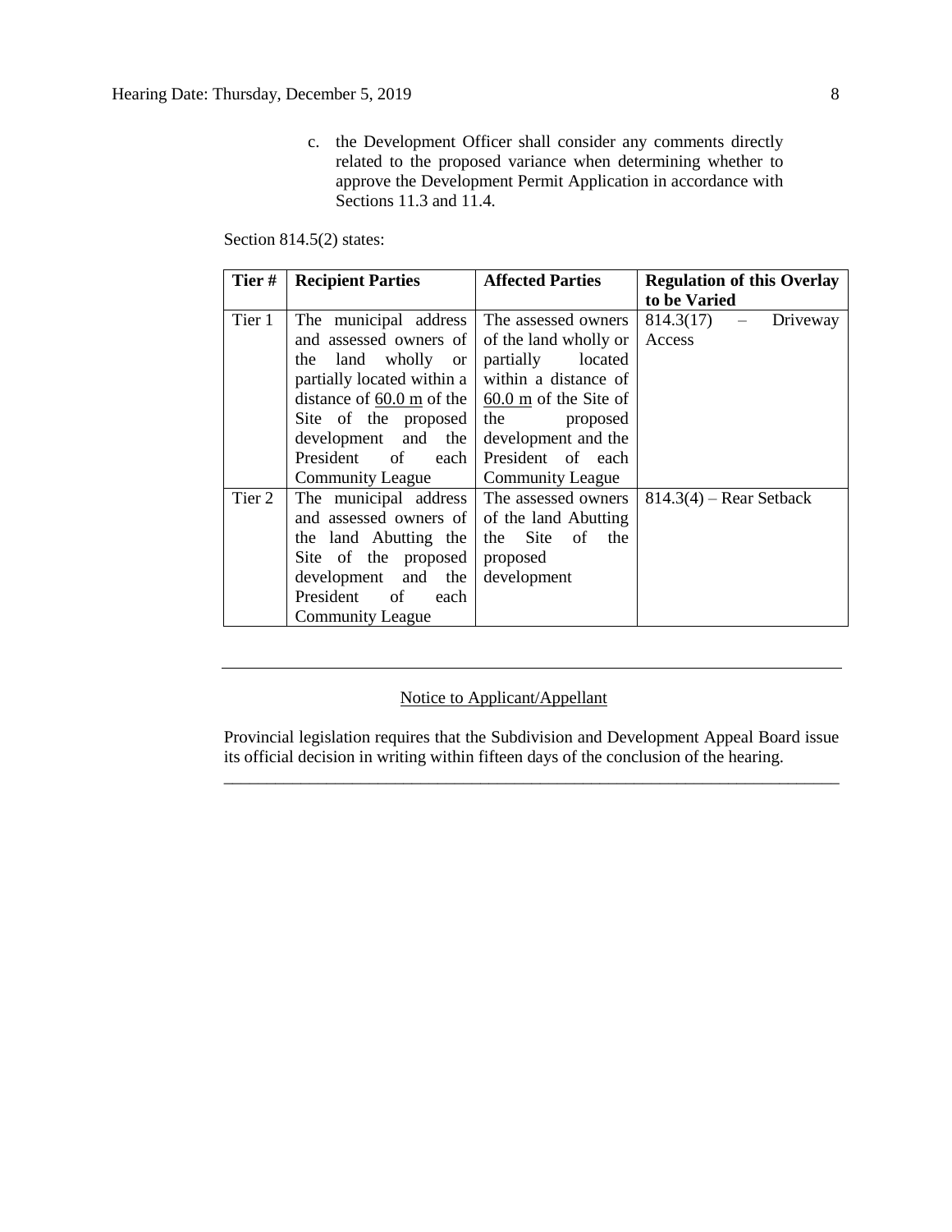c. the Development Officer shall consider any comments directly related to the proposed variance when determining whether to approve the Development Permit Application in accordance with Sections 11.3 and 11.4.

Section 814.5(2) states:

| Tier # | Recipient Parties | Affected Parties | Regulation of this Overlay to be Varied |
|---|---|---|---|
| Tier 1 | The municipal address and assessed owners of the land wholly or partially located within a distance of 60.0 m of the Site of the proposed development and the President of each Community League | The assessed owners of the land wholly or partially located within a distance of 60.0 m of the Site of the proposed development and the President of each Community League | 814.3(17) – Driveway Access |
| Tier 2 | The municipal address and assessed owners of the land Abutting the Site of the proposed development and the President of each Community League | The assessed owners of the land Abutting the Site of the proposed development | 814.3(4) – Rear Setback |

---

Notice to Applicant/Appellant

Provincial legislation requires that the Subdivision and Development Appeal Board issue its official decision in writing within fifteen days of the conclusion of the hearing.

---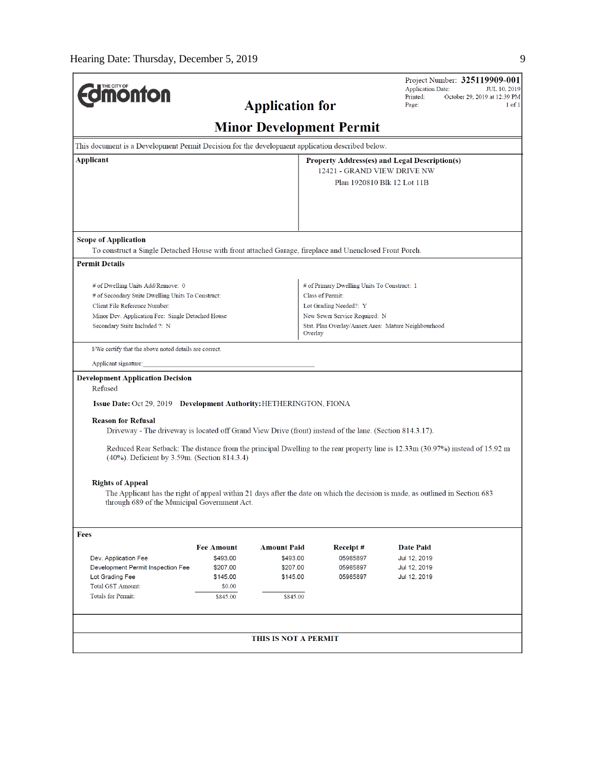Hearing Date: Thursday, December 5, 2019

**THE CITY OF Edmonton**

# Application for Minor Development Permit

Project Number: **325119909-001**
Application Date: JUL 10, 2019
Printed: October 29, 2019 at 12:39 PM
Page: 1 of 1

This document is a Development Permit Decision for the development application described below.

**Applicant**

**Property Address(es) and Legal Description(s)**
12421 - GRAND VIEW DRIVE NW
Plan 1920810 Blk 12 Lot 11B

**Scope of Application**

To construct a Single Detached House with front attached Garage, fireplace and Unenclosed Front Porch.

**Permit Details**

# of Dwelling Units Add/Remove: 0
# of Secondary Suite Dwelling Units To Construct:
Client File Reference Number:
Minor Dev. Application Fee: Single Detached House
Secondary Suite Included ?: N

# of Primary Dwelling Units To Construct: 1
Class of Permit:
Lot Grading Needed?: Y
New Sewer Service Required: N
Stat. Plan Overlay/Annex Area: Mature Neighbourhood Overlay

I/We certify that the above noted details are correct.

Applicant signature:_______________________________________________

**Development Application Decision**

Refused

**Issue Date:** Oct 29, 2019 **Development Authority:** HETHERINGTON, FIONA

**Reason for Refusal**

Driveway - The driveway is located off Grand View Drive (front) instead of the lane. (Section 814.3.17).

Reduced Rear Setback: The distance from the principal Dwelling to the rear property line is 12.33m (30.97%) instead of 15.92 m (40%). Deficient by 3.59m. (Section 814.3.4)

**Rights of Appeal**

The Applicant has the right of appeal within 21 days after the date on which the decision is made, as outlined in Section 683 through 689 of the Municipal Government Act.

**Fees**

| | Fee Amount | Amount Paid | Receipt # | Date Paid |
|---|---|---|---|---|
| Dev. Application Fee | $493.00 | $493.00 | 05985897 | Jul 12, 2019 |
| Development Permit Inspection Fee | $207.00 | $207.00 | 05985897 | Jul 12, 2019 |
| Lot Grading Fee | $145.00 | $145.00 | 05985897 | Jul 12, 2019 |
| Total GST Amount: | $0.00 | | | |
| Totals for Permit: | $845.00 | $845.00 | | |

**THIS IS NOT A PERMIT**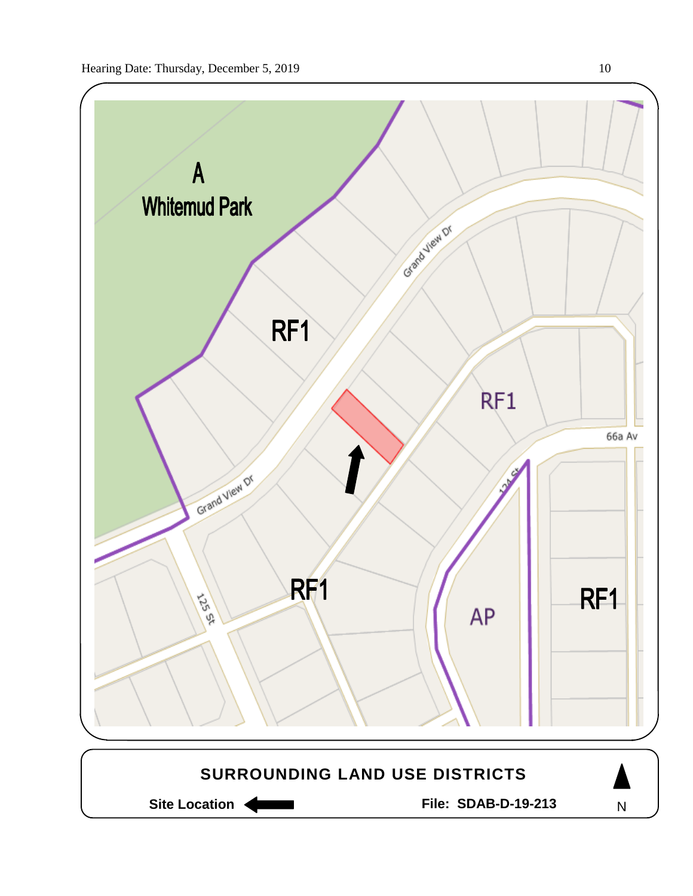A

Whitemud Park

RF1

Grand View Dr

RF1

66a Av

124 St

Grand View Dr

125 St

RF1

AP

RF1

**SURROUNDING LAND USE DISTRICTS**

**Site Location** ←

**File: SDAB-D-19-213**

N